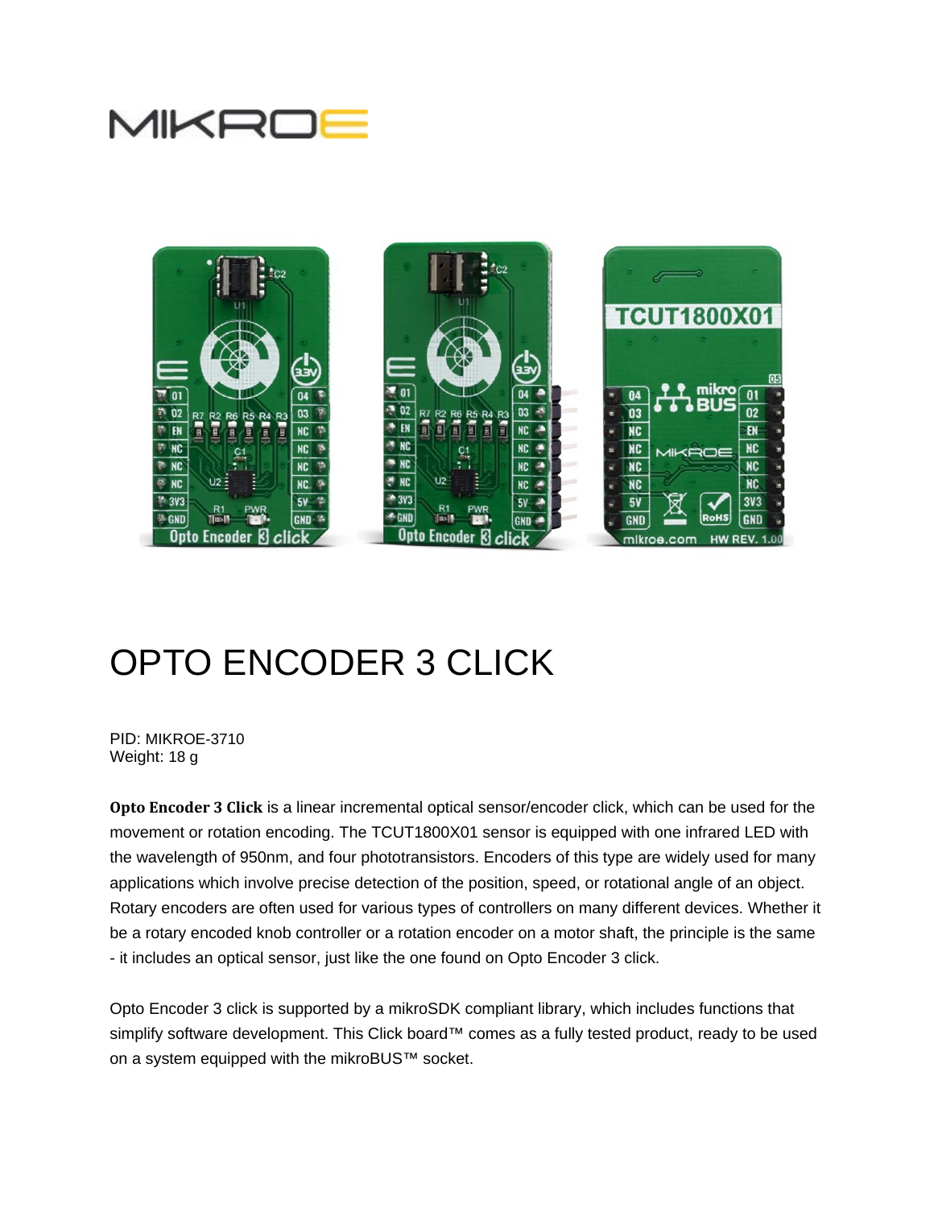# OPTO ENCODER 3 CLICK

PID: MIKROE-3710
Weight: 18 g

**Opto Encoder 3 Click** is a linear incremental optical sensor/encoder click, which can be used for the movement or rotation encoding. The TCUT1800X01 sensor is equipped with one infrared LED with the wavelength of 950nm, and four phototransistors. Encoders of this type are widely used for many applications which involve precise detection of the position, speed, or rotational angle of an object. Rotary encoders are often used for various types of controllers on many different devices. Whether it be a rotary encoded knob controller or a rotation encoder on a motor shaft, the principle is the same - it includes an optical sensor, just like the one found on Opto Encoder 3 click.

Opto Encoder 3 click is supported by a mikroSDK compliant library, which includes functions that simplify software development. This Click board™ comes as a fully tested product, ready to be used on a system equipped with the mikroBUS™ socket.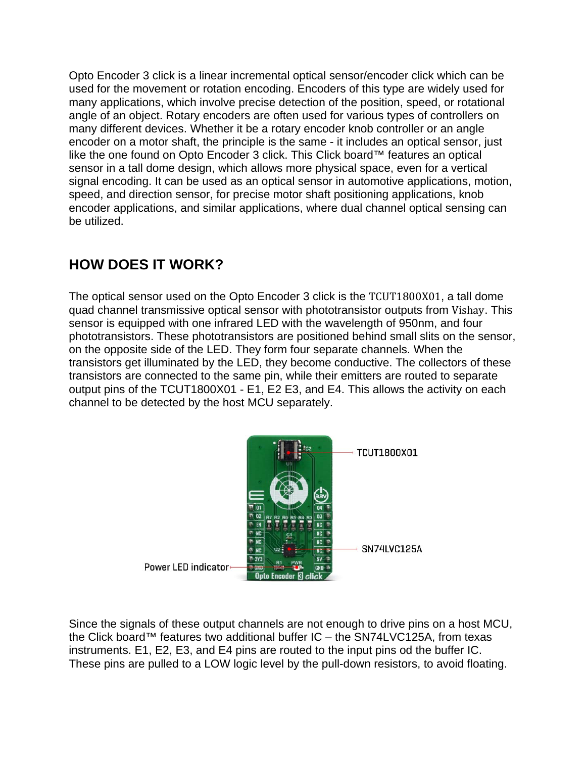Opto Encoder 3 click is a linear incremental optical sensor/encoder click which can be used for the movement or rotation encoding. Encoders of this type are widely used for many applications, which involve precise detection of the position, speed, or rotational angle of an object. Rotary encoders are often used for various types of controllers on many different devices. Whether it be a rotary encoder knob controller or an angle encoder on a motor shaft, the principle is the same - it includes an optical sensor, just like the one found on Opto Encoder 3 click. This Click board™ features an optical sensor in a tall dome design, which allows more physical space, even for a vertical signal encoding. It can be used as an optical sensor in automotive applications, motion, speed, and direction sensor, for precise motor shaft positioning applications, knob encoder applications, and similar applications, where dual channel optical sensing can be utilized.

## HOW DOES IT WORK?

The optical sensor used on the Opto Encoder 3 click is the TCUT1800X01, a tall dome quad channel transmissive optical sensor with phototransistor outputs from Vishay. This sensor is equipped with one infrared LED with the wavelength of 950nm, and four phototransistors. These phototransistors are positioned behind small slits on the sensor, on the opposite side of the LED. They form four separate channels. When the transistors get illuminated by the LED, they become conductive. The collectors of these transistors are connected to the same pin, while their emitters are routed to separate output pins of the TCUT1800X01 - E1, E2 E3, and E4. This allows the activity on each channel to be detected by the host MCU separately.

Since the signals of these output channels are not enough to drive pins on a host MCU, the Click board™ features two additional buffer IC – the SN74LVC125A, from texas instruments. E1, E2, E3, and E4 pins are routed to the input pins od the buffer IC. These pins are pulled to a LOW logic level by the pull-down resistors, to avoid floating.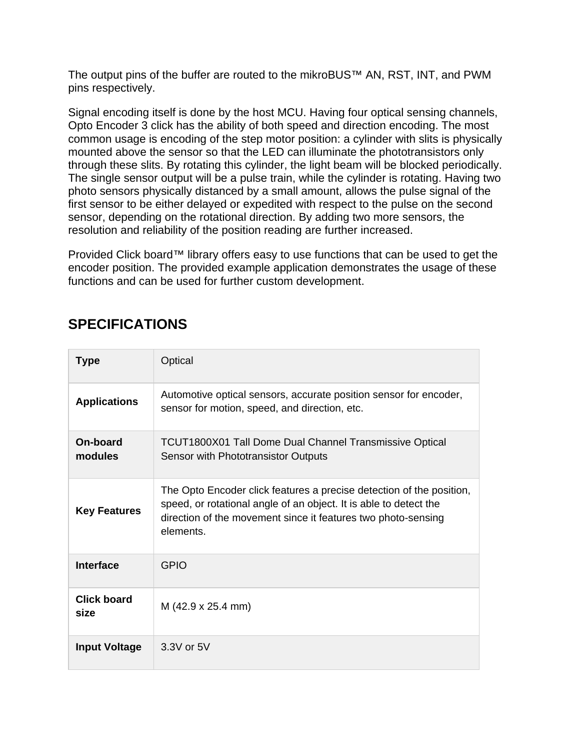The output pins of the buffer are routed to the mikroBUS™ AN, RST, INT, and PWM pins respectively.

Signal encoding itself is done by the host MCU. Having four optical sensing channels, Opto Encoder 3 click has the ability of both speed and direction encoding. The most common usage is encoding of the step motor position: a cylinder with slits is physically mounted above the sensor so that the LED can illuminate the phototransistors only through these slits. By rotating this cylinder, the light beam will be blocked periodically. The single sensor output will be a pulse train, while the cylinder is rotating. Having two photo sensors physically distanced by a small amount, allows the pulse signal of the first sensor to be either delayed or expedited with respect to the pulse on the second sensor, depending on the rotational direction. By adding two more sensors, the resolution and reliability of the position reading are further increased.

Provided Click board™ library offers easy to use functions that can be used to get the encoder position. The provided example application demonstrates the usage of these functions and can be used for further custom development.

## SPECIFICATIONS

| | |
|---|---|
| **Type** | Optical |
| **Applications** | Automotive optical sensors, accurate position sensor for encoder, sensor for motion, speed, and direction, etc. |
| **On-board modules** | TCUT1800X01 Tall Dome Dual Channel Transmissive Optical Sensor with Phototransistor Outputs |
| **Key Features** | The Opto Encoder click features a precise detection of the position, speed, or rotational angle of an object. It is able to detect the direction of the movement since it features two photo-sensing elements. |
| **Interface** | GPIO |
| **Click board size** | M (42.9 x 25.4 mm) |
| **Input Voltage** | 3.3V or 5V |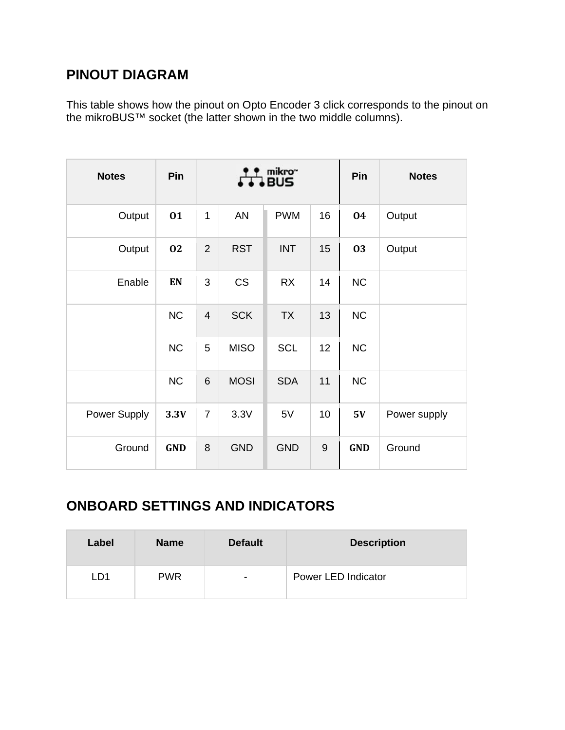## PINOUT DIAGRAM

This table shows how the pinout on Opto Encoder 3 click corresponds to the pinout on the mikroBUS™ socket (the latter shown in the two middle columns).

| Notes | Pin | mikroBUS | | | | Pin | Notes |
|---|---|---|---|---|---|---|---|
| Output | O1 | 1 | AN | PWM | 16 | O4 | Output |
| Output | O2 | 2 | RST | INT | 15 | O3 | Output |
| Enable | EN | 3 | CS | RX | 14 | NC | |
| | NC | 4 | SCK | TX | 13 | NC | |
| | NC | 5 | MISO | SCL | 12 | NC | |
| | NC | 6 | MOSI | SDA | 11 | NC | |
| Power Supply | 3.3V | 7 | 3.3V | 5V | 10 | 5V | Power supply |
| Ground | GND | 8 | GND | GND | 9 | GND | Ground |

## ONBOARD SETTINGS AND INDICATORS

| Label | Name | Default | Description |
|---|---|---|---|
| LD1 | PWR | - | Power LED Indicator |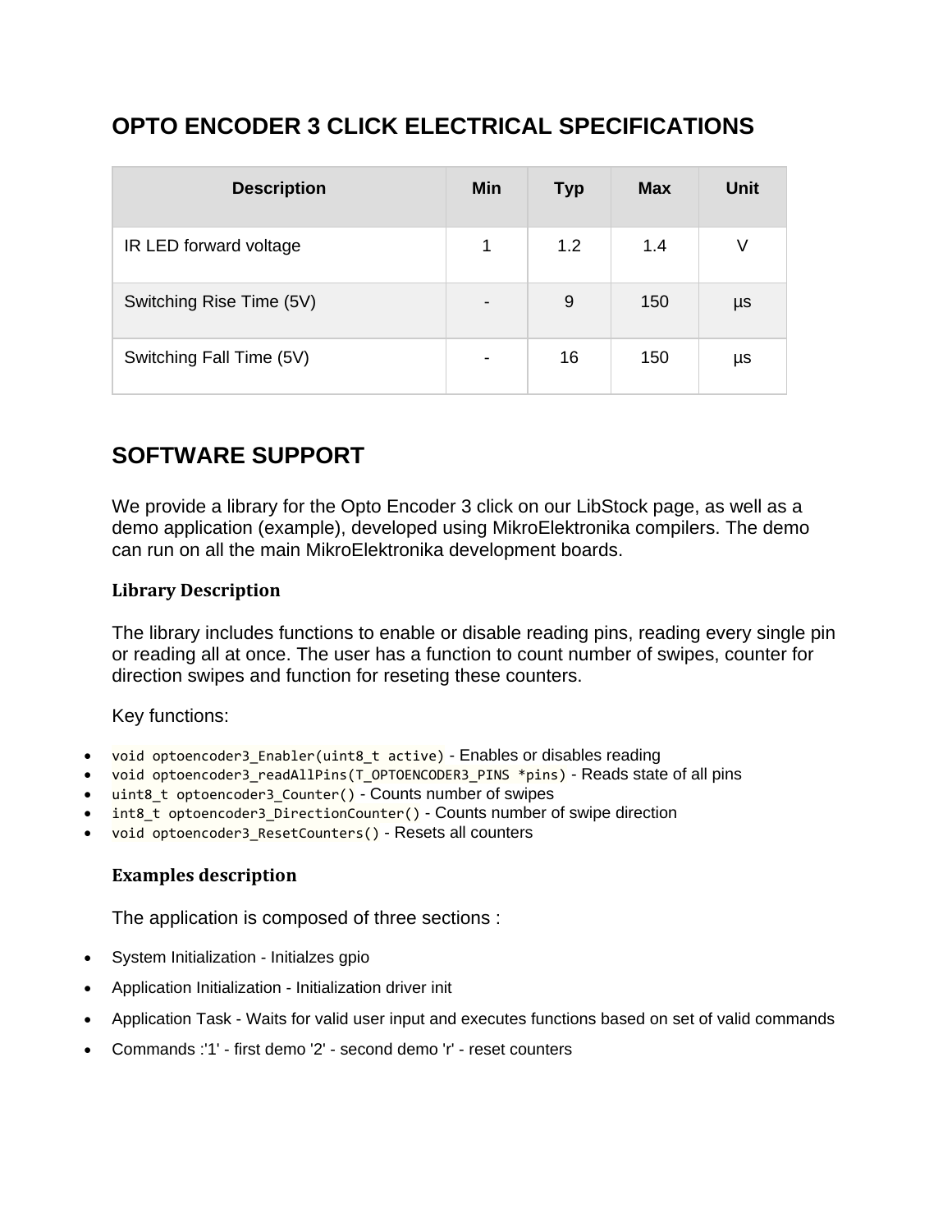## OPTO ENCODER 3 CLICK ELECTRICAL SPECIFICATIONS

| Description | Min | Typ | Max | Unit |
| --- | --- | --- | --- | --- |
| IR LED forward voltage | 1 | 1.2 | 1.4 | V |
| Switching Rise Time (5V) | - | 9 | 150 | µs |
| Switching Fall Time (5V) | - | 16 | 150 | µs |

## SOFTWARE SUPPORT

We provide a library for the Opto Encoder 3 click on our LibStock page, as well as a demo application (example), developed using MikroElektronika compilers. The demo can run on all the main MikroElektronika development boards.

### Library Description

The library includes functions to enable or disable reading pins, reading every single pin or reading all at once. The user has a function to count number of swipes, counter for direction swipes and function for reseting these counters.

Key functions:

- `void optoencoder3_Enabler(uint8_t active)` - Enables or disables reading
- `void optoencoder3_readAllPins(T_OPTOENCODER3_PINS *pins)` - Reads state of all pins
- `uint8_t optoencoder3_Counter()` - Counts number of swipes
- `int8_t optoencoder3_DirectionCounter()` - Counts number of swipe direction
- `void optoencoder3_ResetCounters()` - Resets all counters

### Examples description

The application is composed of three sections :

- System Initialization - Initialzes gpio
- Application Initialization - Initialization driver init
- Application Task - Waits for valid user input and executes functions based on set of valid commands
- Commands :'1' - first demo '2' - second demo 'r' - reset counters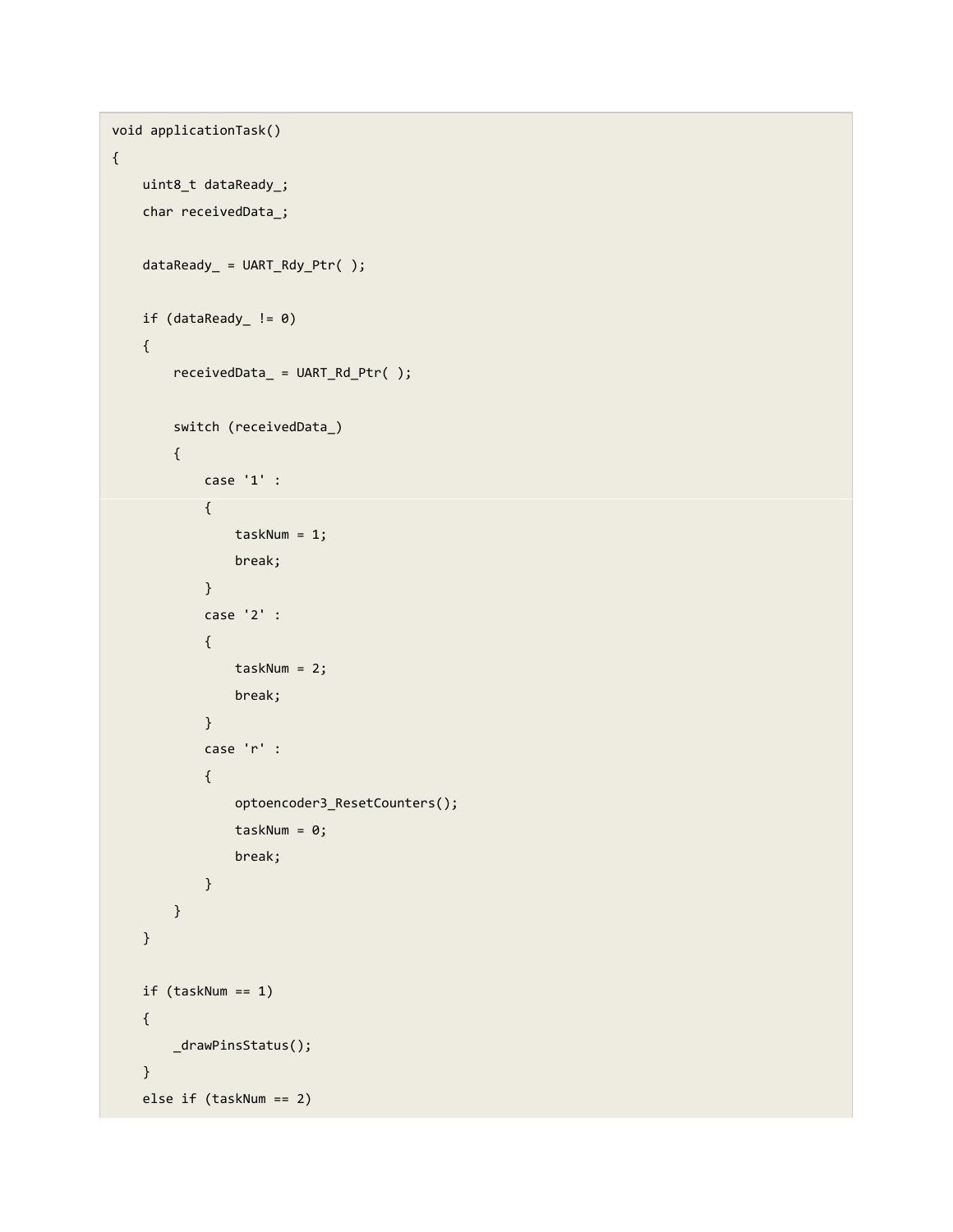```
void applicationTask()
{
    uint8_t dataReady_;
    char receivedData_;

    dataReady_ = UART_Rdy_Ptr( );

    if (dataReady_ != 0)
    {
        receivedData_ = UART_Rd_Ptr( );

        switch (receivedData_)
        {
            case '1' :
            {
                taskNum = 1;
                break;
            }
            case '2' :
            {
                taskNum = 2;
                break;
            }
            case 'r' :
            {
                optoencoder3_ResetCounters();
                taskNum = 0;
                break;
            }
        }
    }

    if (taskNum == 1)
    {
        _drawPinsStatus();
    }
    else if (taskNum == 2)
```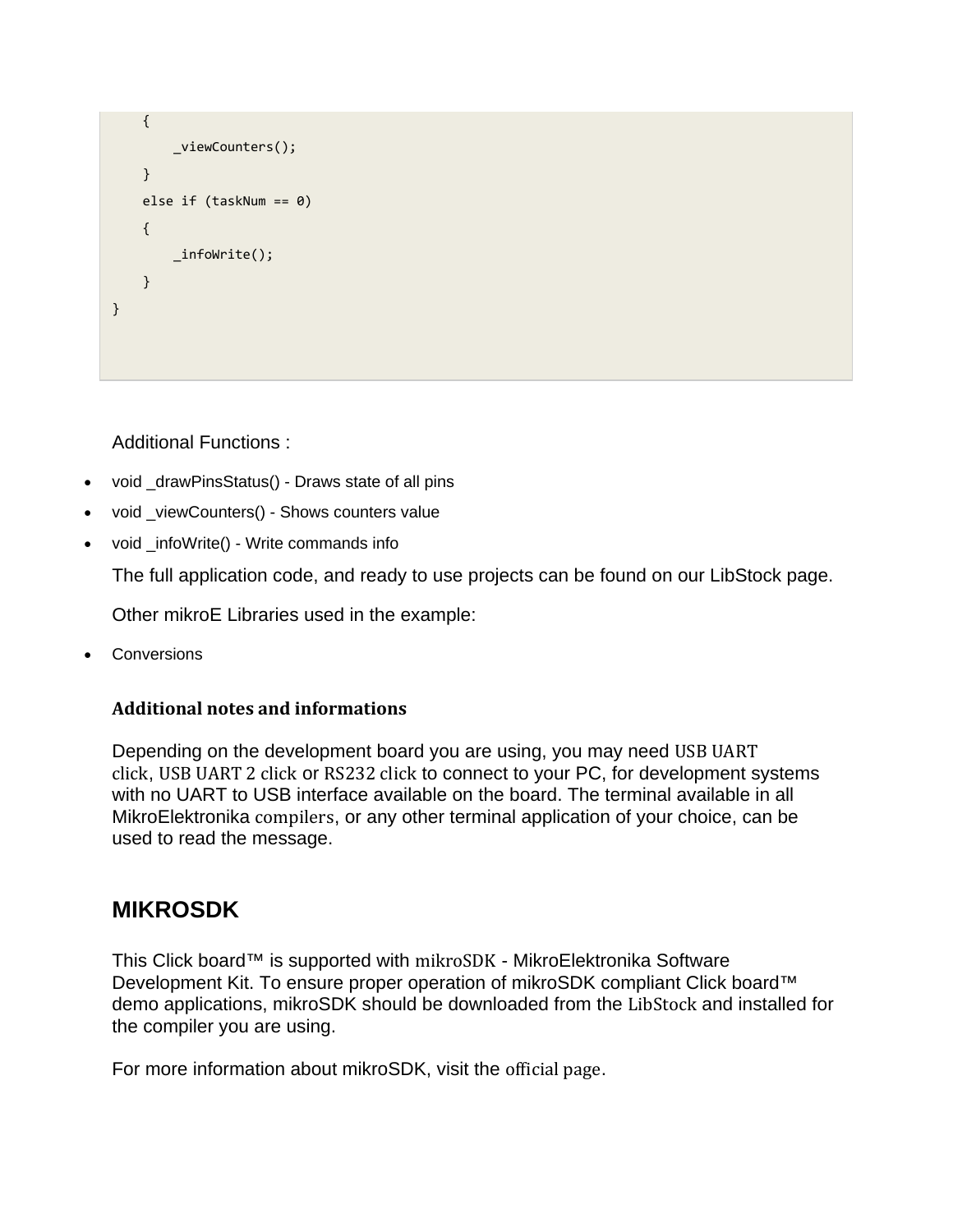```
    {
        _viewCounters();
    }
    else if (taskNum == 0)
    {
        _infoWrite();
    }
}
```

Additional Functions :

- void _drawPinsStatus() - Draws state of all pins
- void _viewCounters() - Shows counters value
- void _infoWrite() - Write commands info

The full application code, and ready to use projects can be found on our LibStock page.

Other mikroE Libraries used in the example:

- Conversions

### Additional notes and informations

Depending on the development board you are using, you may need USB UART click, USB UART 2 click or RS232 click to connect to your PC, for development systems with no UART to USB interface available on the board. The terminal available in all MikroElektronika compilers, or any other terminal application of your choice, can be used to read the message.

## MIKROSDK

This Click board™ is supported with mikroSDK - MikroElektronika Software Development Kit. To ensure proper operation of mikroSDK compliant Click board™ demo applications, mikroSDK should be downloaded from the LibStock and installed for the compiler you are using.

For more information about mikroSDK, visit the official page.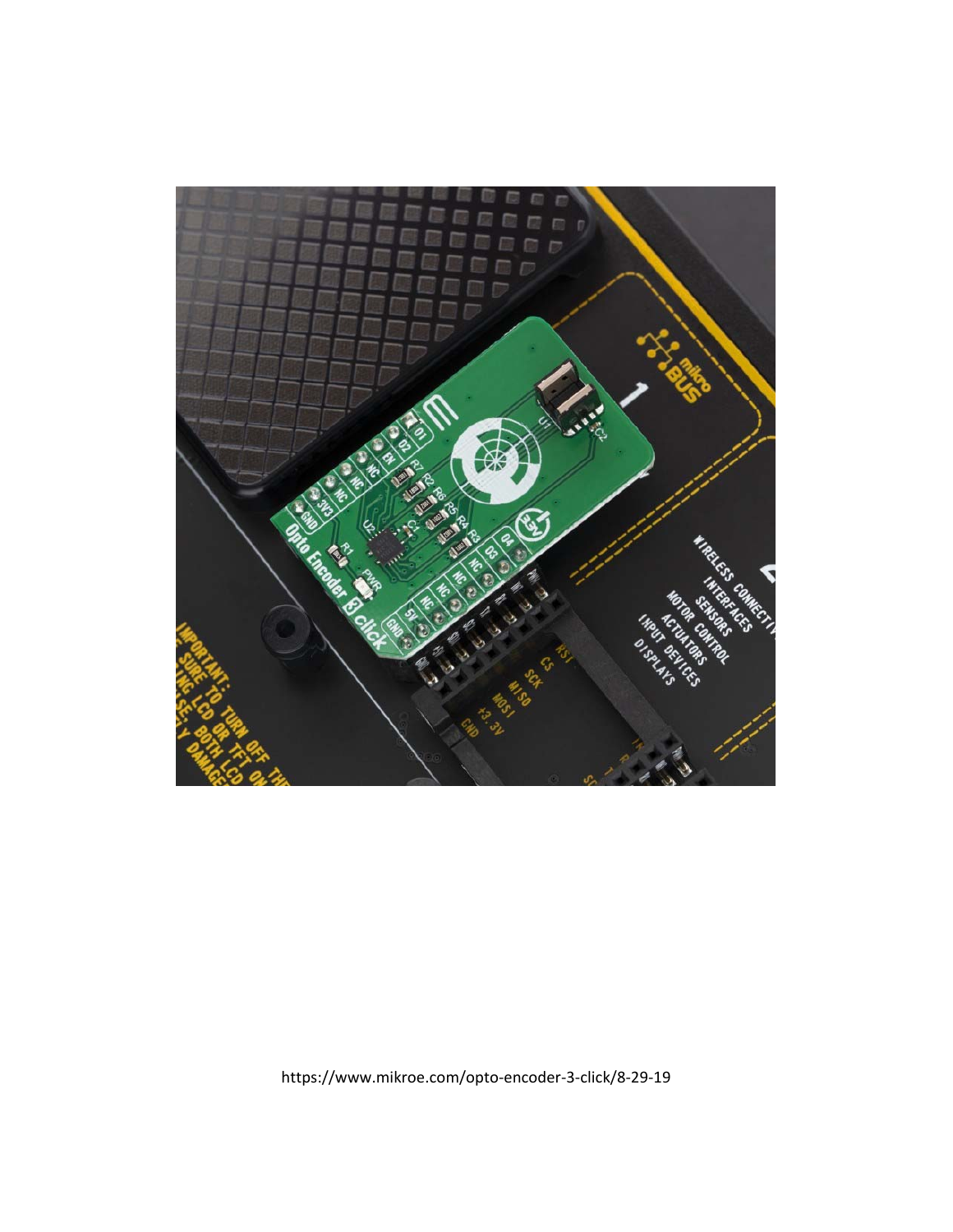https://www.mikroe.com/opto-encoder-3-click/8-29-19